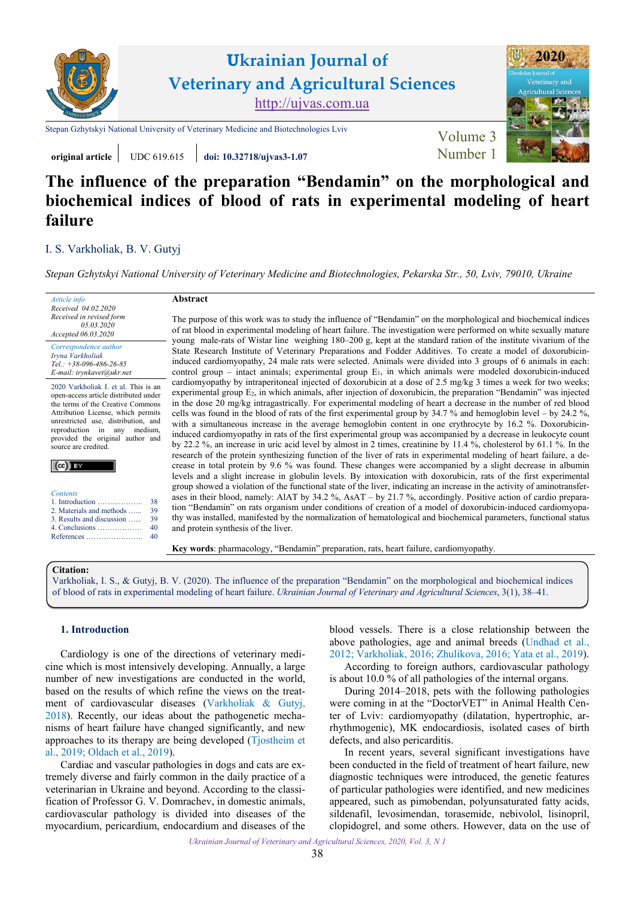Stepan Gzhytskyi National University of Veterinary Medicine and Biotechnologies Lviv

**original article** | UDC 619.615 | **doi: 10.32718/ujvas3-1.07**

# The influence of the preparation "Bendamin" on the morphological and biochemical indices of blood of rats in experimental modeling of heart failure

I. S. Varkholiak, B. V. Gutyj

*Stepan Gzhytskyi National University of Veterinary Medicine and Biotechnologies, Pekarska Str., 50, Lviv, 79010, Ukraine*

*Article info*
*Received 04.02.2020*
*Received in revised form 05.03.2020*
*Accepted 06.03.2020*

*Correspondence author*
*Iryna Varkholiak*
*Tel.: +38-096-486-26-85*
*E-mail: irynkavet@ukr.net*

2020 Varkholiak I. et al. This is an open-access article distributed under the terms of the Creative Commons Attribution License, which permits unrestricted use, distribution, and reproduction in any medium, provided the original author and source are credited.

*Contents*
1. Introduction ........ 38
2. Materials and methods ...... 39
3. Results and discussion ...... 39
4. Conclusions ........ 40
References ........ 40

**Abstract**

The purpose of this work was to study the influence of "Bendamin" on the morphological and biochemical indices of rat blood in experimental modeling of heart failure. The investigation were performed on white sexually mature young male-rats of Wistar line weighing 180–200 g, kept at the standard ration of the institute vivarium of the State Research Institute of Veterinary Preparations and Fodder Additives. To create a model of doxorubicin-induced cardiomyopathy, 24 male rats were selected. Animals were divided into 3 groups of 6 animals in each: control group – intact animals; experimental group $E_1$, in which animals were modeled doxorubicin-induced cardiomyopathy by intraperitoneal injected of doxorubicin at a dose of 2.5 mg/kg 3 times a week for two weeks; experimental group $E_2$, in which animals, after injection of doxorubicin, the preparation "Bendamin" was injected in the dose 20 mg/kg intragastrically. For experimental modeling of heart a decrease in the number of red blood cells was found in the blood of rats of the first experimental group by 34.7 % and hemoglobin level – by 24.2 %, with a simultaneous increase in the average hemoglobin content in one erythrocyte by 16.2 %. Doxorubicin-induced cardiomyopathy in rats of the first experimental group was accompanied by a decrease in leukocyte count by 22.2 %, an increase in uric acid level by almost in 2 times, creatinine by 11.4 %, cholesterol by 61.1 %. In the research of the protein synthesizing function of the liver of rats in experimental modeling of heart failure, a decrease in total protein by 9.6 % was found. These changes were accompanied by a slight decrease in albumin levels and a slight increase in globulin levels. By intoxication with doxorubicin, rats of the first experimental group showed a violation of the functional state of the liver, indicating an increase in the activity of aminotransferases in their blood, namely: AlAT by 34.2 %, AsAT – by 21.7 %, accordingly. Positive action of cardio preparation "Bendamin" on rats organism under conditions of creation of a model of doxorubicin-induced cardiomyopathy was installed, manifested by the normalization of hematological and biochemical parameters, functional status and protein synthesis of the liver.

**Key words**: pharmacology, "Bendamin" preparation, rats, heart failure, cardiomyopathy.

**Citation:**
Varkholiak, I. S., & Gutyj, B. V. (2020). The influence of the preparation "Bendamin" on the morphological and biochemical indices of blood of rats in experimental modeling of heart failure. *Ukrainian Journal of Veterinary and Agricultural Sciences*, 3(1), 38–41.

## 1. Introduction

Cardiology is one of the directions of veterinary medicine which is most intensively developing. Annually, a large number of new investigations are conducted in the world, based on the results of which refine the views on the treatment of cardiovascular diseases (Varkholiak & Gutyj, 2018). Recently, our ideas about the pathogenetic mechanisms of heart failure have changed significantly, and new approaches to its therapy are being developed (Tjostheim et al., 2019; Oldach et al., 2019).

Cardiac and vascular pathologies in dogs and cats are extremely diverse and fairly common in the daily practice of a veterinarian in Ukraine and beyond. According to the classification of Professor G. V. Domrachev, in domestic animals, cardiovascular pathology is divided into diseases of the myocardium, pericardium, endocardium and diseases of the blood vessels. There is a close relationship between the above pathologies, age and animal breeds (Undhad et al., 2012; Varkholiak, 2016; Zhulikova, 2016; Yata et al., 2019).

According to foreign authors, cardiovascular pathology is about 10.0 % of all pathologies of the internal organs.

During 2014–2018, pets with the following pathologies were coming in at the "DoctorVET" in Animal Health Center of Lviv: cardiomyopathy (dilatation, hypertrophic, arrhythmogenic), MK endocardiosis, isolated cases of birth defects, and also pericarditis.

In recent years, several significant investigations have been conducted in the field of treatment of heart failure, new diagnostic techniques were introduced, the genetic features of particular pathologies were identified, and new medicines appeared, such as pimobendan, polyunsaturated fatty acids, sildenafil, levosimendan, torasemide, nebivolol, lisinopril, clopidogrel, and some others. However, data on the use of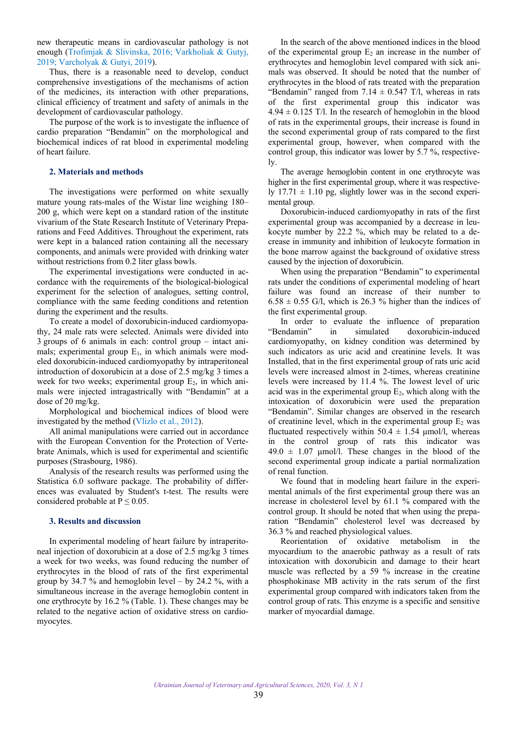new therapeutic means in cardiovascular pathology is not enough (Trofimjak & Slivinska, 2016; Varkholiak & Gutyj, 2019; Varcholyak & Gutyi, 2019).

Thus, there is a reasonable need to develop, conduct comprehensive investigations of the mechanisms of action of the medicines, its interaction with other preparations, clinical efficiency of treatment and safety of animals in the development of cardiovascular pathology.

The purpose of the work is to investigate the influence of cardio preparation "Bendamin" on the morphological and biochemical indices of rat blood in experimental modeling of heart failure.

## 2. Materials and methods

The investigations were performed on white sexually mature young rats-males of the Wistar line weighing 180–200 g, which were kept on a standard ration of the institute vivarium of the State Research Institute of Veterinary Preparations and Feed Additives. Throughout the experiment, rats were kept in a balanced ration containing all the necessary components, and animals were provided with drinking water without restrictions from 0.2 liter glass bowls.

The experimental investigations were conducted in accordance with the requirements of the biological-biological experiment for the selection of analogues, setting control, compliance with the same feeding conditions and retention during the experiment and the results.

To create a model of doxorubicin-induced cardiomyopathy, 24 male rats were selected. Animals were divided into 3 groups of 6 animals in each: control group – intact animals; experimental group $E_1$, in which animals were modeled doxorubicin-induced cardiomyopathy by intraperitoneal introduction of doxorubicin at a dose of 2.5 mg/kg 3 times a week for two weeks; experimental group $E_2$, in which animals were injected intragastrically with "Bendamin" at a dose of 20 mg/kg.

Morphological and biochemical indices of blood were investigated by the method (Vlizlo et al., 2012).

All animal manipulations were carried out in accordance with the European Convention for the Protection of Vertebrate Animals, which is used for experimental and scientific purposes (Strasbourg, 1986).

Analysis of the research results was performed using the Statistica 6.0 software package. The probability of differences was evaluated by Student's t-test. The results were considered probable at $P \leq 0.05$.

## 3. Results and discussion

In experimental modeling of heart failure by intraperitoneal injection of doxorubicin at a dose of 2.5 mg/kg 3 times a week for two weeks, was found reducing the number of erythrocytes in the blood of rats of the first experimental group by 34.7 % and hemoglobin level – by 24.2 %, with a simultaneous increase in the average hemoglobin content in one erythrocyte by 16.2 % (Table. 1). These changes may be related to the negative action of oxidative stress on cardiomyocytes.

In the search of the above mentioned indices in the blood of the experimental group $E_2$ an increase in the number of erythrocytes and hemoglobin level compared with sick animals was observed. It should be noted that the number of erythrocytes in the blood of rats treated with the preparation "Bendamin" ranged from 7.14 ± 0.547 T/l, whereas in rats of the first experimental group this indicator was 4.94 ± 0.125 T/l. In the research of hemoglobin in the blood of rats in the experimental groups, their increase is found in the second experimental group of rats compared to the first experimental group, however, when compared with the control group, this indicator was lower by 5.7 %, respectively.

The average hemoglobin content in one erythrocyte was higher in the first experimental group, where it was respectively 17.71 ± 1.10 pg, slightly lower was in the second experimental group.

Doxorubicin-induced cardiomyopathy in rats of the first experimental group was accompanied by a decrease in leukocyte number by 22.2 %, which may be related to a decrease in immunity and inhibition of leukocyte formation in the bone marrow against the background of oxidative stress caused by the injection of doxorubicin.

When using the preparation "Bendamin" to experimental rats under the conditions of experimental modeling of heart failure was found an increase of their number to 6.58 ± 0.55 G/l, which is 26.3 % higher than the indices of the first experimental group.

In order to evaluate the influence of preparation "Bendamin" in simulated doxorubicin-induced cardiomyopathy, on kidney condition was determined by such indicators as uric acid and creatinine levels. It was Installed, that in the first experimental group of rats uric acid levels were increased almost in 2-times, whereas creatinine levels were increased by 11.4 %. The lowest level of uric acid was in the experimental group $E_2$, which along with the intoxication of doxorubicin were used the preparation "Bendamin". Similar changes are observed in the research of creatinine level, which in the experimental group $E_2$ was fluctuated respectively within 50.4 ± 1.54 μmol/l, whereas in the control group of rats this indicator was 49.0 ± 1.07 μmol/l. These changes in the blood of the second experimental group indicate a partial normalization of renal function.

We found that in modeling heart failure in the experimental animals of the first experimental group there was an increase in cholesterol level by 61.1 % compared with the control group. It should be noted that when using the preparation "Bendamin" cholesterol level was decreased by 36.3 % and reached physiological values.

Reorientation of oxidative metabolism in the myocardium to the anaerobic pathway as a result of rats intoxication with doxorubicin and damage to their heart muscle was reflected by a 59 % increase in the creatine phosphokinase MB activity in the rats serum of the first experimental group compared with indicators taken from the control group of rats. This enzyme is a specific and sensitive marker of myocardial damage.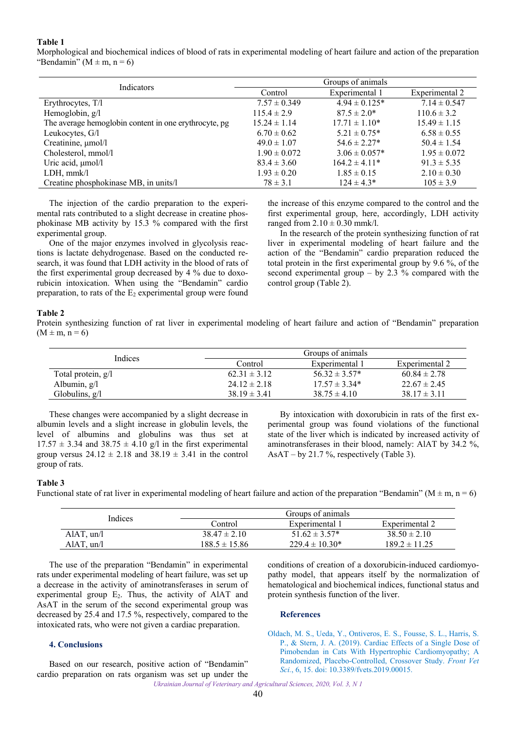**Table 1**

Morphological and biochemical indices of blood of rats in experimental modeling of heart failure and action of the preparation "Bendamin" (M ± m, n = 6)

| Indicators | Groups of animals | | |
|---|---|---|---|
| | Control | Experimental 1 | Experimental 2 |
| Erythrocytes, T/l | 7.57 ± 0.349 | 4.94 ± 0.125* | 7.14 ± 0.547 |
| Hemoglobin, g/l | 115.4 ± 2.9 | 87.5 ± 2.0* | 110.6 ± 3.2 |
| The average hemoglobin content in one erythrocyte, pg | 15.24 ± 1.14 | 17.71 ± 1.10* | 15.49 ± 1.15 |
| Leukocytes, G/l | 6.70 ± 0.62 | 5.21 ± 0.75* | 6.58 ± 0.55 |
| Creatinine, μmol/l | 49.0 ± 1.07 | 54.6 ± 2.27* | 50.4 ± 1.54 |
| Cholesterol, mmol/l | 1.90 ± 0.072 | 3.06 ± 0.057* | 1.95 ± 0.072 |
| Uric acid, μmol/l | 83.4 ± 3.60 | 164.2 ± 4.11* | 91.3 ± 5.35 |
| LDH, mmk/l | 1.93 ± 0.20 | 1.85 ± 0.15 | 2.10 ± 0.30 |
| Creatine phosphokinase MB, in units/l | 78 ± 3.1 | 124 ± 4.3* | 105 ± 3.9 |

The injection of the cardio preparation to the experimental rats contributed to a slight decrease in creatine phosphokinase MB activity by 15.3 % compared with the first experimental group.

One of the major enzymes involved in glycolysis reactions is lactate dehydrogenase. Based on the conducted research, it was found that LDH activity in the blood of rats of the first experimental group decreased by 4 % due to doxorubicin intoxication. When using the "Bendamin" cardio preparation, to rats of the $E_2$ experimental group were found the increase of this enzyme compared to the control and the first experimental group, here, accordingly, LDH activity ranged from 2.10 ± 0.30 mmk/l.

In the research of the protein synthesizing function of rat liver in experimental modeling of heart failure and the action of the "Bendamin" cardio preparation reduced the total protein in the first experimental group by 9.6 %, of the second experimental group – by 2.3 % compared with the control group (Table 2).

**Table 2**

Protein synthesizing function of rat liver in experimental modeling of heart failure and action of "Bendamin" preparation (M ± m, n = 6)

| Indices | Groups of animals | | |
|---|---|---|---|
| | Control | Experimental 1 | Experimental 2 |
| Total protein, g/l | 62.31 ± 3.12 | 56.32 ± 3.57* | 60.84 ± 2.78 |
| Albumin, g/l | 24.12 ± 2.18 | 17.57 ± 3.34* | 22.67 ± 2.45 |
| Globulins, g/l | 38.19 ± 3.41 | 38.75 ± 4.10 | 38.17 ± 3.11 |

These changes were accompanied by a slight decrease in albumin levels and a slight increase in globulin levels, the level of albumins and globulins was thus set at 17.57 ± 3.34 and 38.75 ± 4.10 g/l in the first experimental group versus 24.12 ± 2.18 and 38.19 ± 3.41 in the control group of rats.

By intoxication with doxorubicin in rats of the first experimental group was found violations of the functional state of the liver which is indicated by increased activity of aminotransferases in their blood, namely: AlAT by 34.2 %, AsAT – by 21.7 %, respectively (Table 3).

**Table 3**

Functional state of rat liver in experimental modeling of heart failure and action of the preparation "Bendamin" (M ± m, n = 6)

| Indices | Groups of animals | | |
|---|---|---|---|
| | Control | Experimental 1 | Experimental 2 |
| AlAT, un/l | 38.47 ± 2.10 | 51.62 ± 3.57* | 38.50 ± 2.10 |
| AlAT, un/l | 188.5 ± 15.86 | 229.4 ± 10.30* | 189.2 ± 11.25 |

The use of the preparation "Bendamin" in experimental rats under experimental modeling of heart failure, was set up a decrease in the activity of aminotransferases in serum of experimental group $E_2$. Thus, the activity of AlAT and AsAT in the serum of the second experimental group was decreased by 25.4 and 17.5 %, respectively, compared to the intoxicated rats, who were not given a cardiac preparation.

## 4. Conclusions

Based on our research, positive action of "Bendamin" cardio preparation on rats organism was set up under the conditions of creation of a doxorubicin-induced cardiomyopathy model, that appears itself by the normalization of hematological and biochemical indices, functional status and protein synthesis function of the liver.

## References

Oldach, M. S., Ueda, Y., Ontiveros, E. S., Fousse, S. L., Harris, S. P., & Stern, J. A. (2019). Cardiac Effects of a Single Dose of Pimobendan in Cats With Hypertrophic Cardiomyopathy; A Randomized, Placebo-Controlled, Crossover Study. *Front Vet Sci.*, 6, 15. doi: 10.3389/fvets.2019.00015.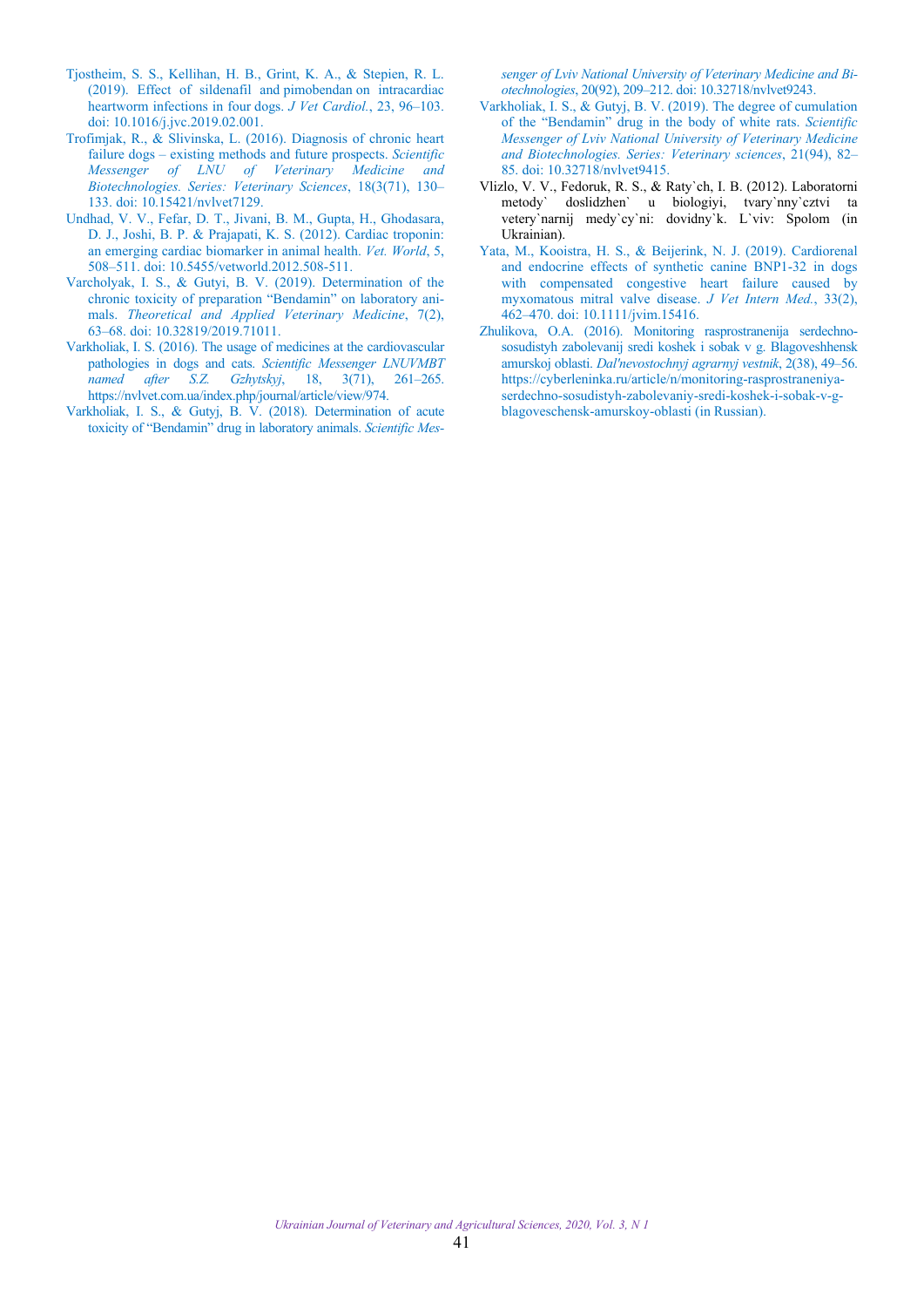Tjostheim, S. S., Kellihan, H. B., Grint, K. A., & Stepien, R. L. (2019). Effect of sildenafil and pimobendan on intracardiac heartworm infections in four dogs. *J Vet Cardiol.*, 23, 96–103. doi: 10.1016/j.jvc.2019.02.001.

Trofimjak, R., & Slivinska, L. (2016). Diagnosis of chronic heart failure dogs – existing methods and future prospects. *Scientific Messenger of LNU of Veterinary Medicine and Biotechnologies. Series: Veterinary Sciences*, 18(3(71), 130–133. doi: 10.15421/nvlvet7129.

Undhad, V. V., Fefar, D. T., Jivani, B. M., Gupta, H., Ghodasara, D. J., Joshi, B. P. & Prajapati, K. S. (2012). Cardiac troponin: an emerging cardiac biomarker in animal health. *Vet. World*, 5, 508–511. doi: 10.5455/vetworld.2012.508-511.

Varcholyak, I. S., & Gutyi, B. V. (2019). Determination of the chronic toxicity of preparation "Bendamin" on laboratory animals. *Theoretical and Applied Veterinary Medicine*, 7(2), 63–68. doi: 10.32819/2019.71011.

Varkholiak, I. S. (2016). The usage of medicines at the cardiovascular pathologies in dogs and cats. *Scientific Messenger LNUVMBT named after S.Z. Gzhytskyj*, 18, 3(71), 261–265. https://nvlvet.com.ua/index.php/journal/article/view/974.

Varkholiak, I. S., & Gutyj, B. V. (2018). Determination of acute toxicity of "Bendamin" drug in laboratory animals. *Scientific Messenger of Lviv National University of Veterinary Medicine and Biotechnologies*, 20(92), 209–212. doi: 10.32718/nvlvet9243.

Varkholiak, I. S., & Gutyj, B. V. (2019). The degree of cumulation of the "Bendamin" drug in the body of white rats. *Scientific Messenger of Lviv National University of Veterinary Medicine and Biotechnologies. Series: Veterinary sciences*, 21(94), 82–85. doi: 10.32718/nvlvet9415.

Vlizlo, V. V., Fedoruk, R. S., & Raty`ch, I. B. (2012). Laboratorni metody` doslidzhen` u biologiyi, tvary`nny`cztvi ta vetery`narnij medy`cy`ni: dovidny`k. L`viv: Spolom (in Ukrainian).

Yata, M., Kooistra, H. S., & Beijerink, N. J. (2019). Cardiorenal and endocrine effects of synthetic canine BNP1-32 in dogs with compensated congestive heart failure caused by myxomatous mitral valve disease. *J Vet Intern Med.*, 33(2), 462–470. doi: 10.1111/jvim.15416.

Zhulikova, O.A. (2016). Monitoring rasprostranenija serdechno-sosudistyh zabolevanij sredi koshek i sobak v g. Blagoveshhensk amurskoj oblasti. *Dal'nevostochnyj agrarnyj vestnik*, 2(38), 49–56. https://cyberleninka.ru/article/n/monitoring-rasprostraneniya-serdechno-sosudistyh-zabolevaniy-sredi-koshek-i-sobak-v-g-blagoveschensk-amurskoy-oblasti (in Russian).